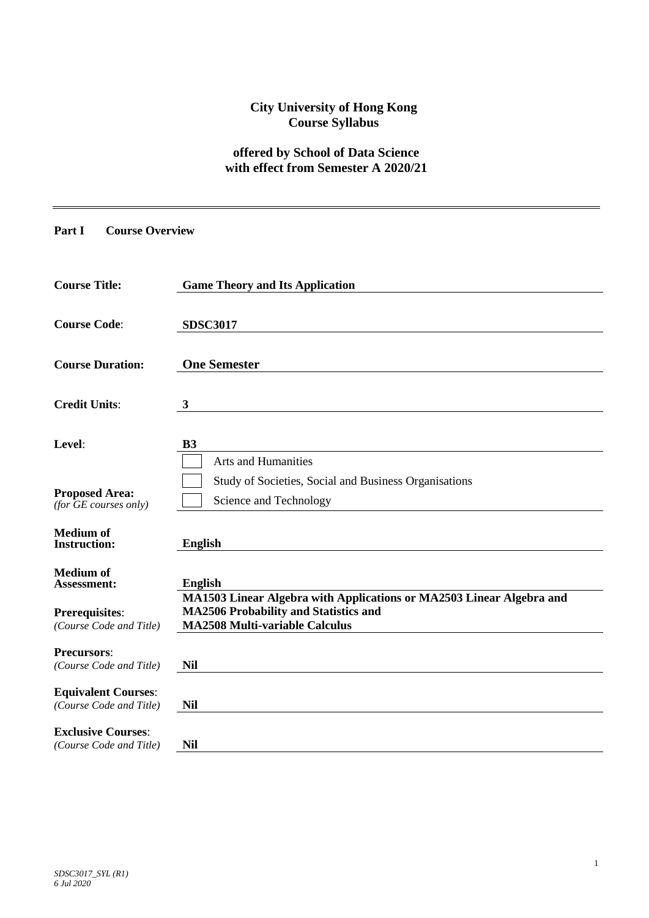# City University of Hong Kong
# Course Syllabus

## offered by School of Data Science
## with effect from Semester A 2020/21

---

**Part I Course Overview**

| | |
|---|---|
| **Course Title:** | **Game Theory and Its Application** |
| **Course Code**: | **SDSC3017** |
| **Course Duration:** | **One Semester** |
| **Credit Units**: | **3** |
| **Level**: | **B3** |
| **Proposed Area:** *(for GE courses only)* | ☐ Arts and Humanities<br>☐ Study of Societies, Social and Business Organisations<br>☐ Science and Technology |
| **Medium of Instruction:** | **English** |
| **Medium of Assessment:** | **English** |
| **Prerequisites**: *(Course Code and Title)* | **MA1503 Linear Algebra with Applications or MA2503 Linear Algebra and MA2506 Probability and Statistics and MA2508 Multi-variable Calculus** |
| **Precursors**: *(Course Code and Title)* | **Nil** |
| **Equivalent Courses**: *(Course Code and Title)* | **Nil** |
| **Exclusive Courses**: *(Course Code and Title)* | **Nil** |

*SDSC3017_SYL (R1)*
*6 Jul 2020*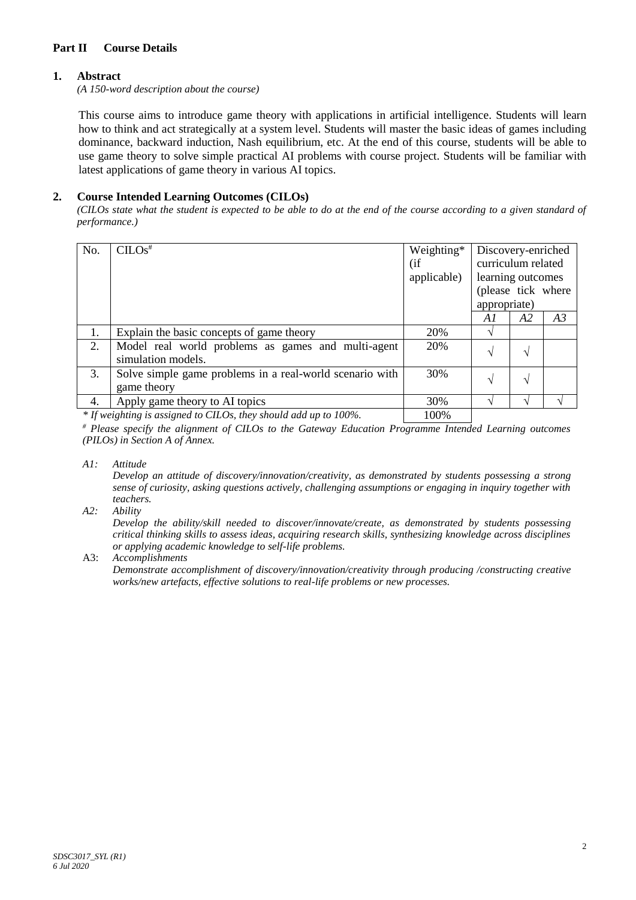## Part II Course Details

### 1. Abstract

*(A 150-word description about the course)*

This course aims to introduce game theory with applications in artificial intelligence. Students will learn how to think and act strategically at a system level. Students will master the basic ideas of games including dominance, backward induction, Nash equilibrium, etc. At the end of this course, students will be able to use game theory to solve simple practical AI problems with course project. Students will be familiar with latest applications of game theory in various AI topics.

### 2. Course Intended Learning Outcomes (CILOs)

*(CILOs state what the student is expected to be able to do at the end of the course according to a given standard of performance.)*

| No. | CILOs[#] | Weighting* (if applicable) | Discovery-enriched curriculum related learning outcomes (please tick where appropriate) | | |
|---|---|---|---|---|---|
| | | | *A1* | *A2* | *A3* |
| 1. | Explain the basic concepts of game theory | 20% | √ | | |
| 2. | Model real world problems as games and multi-agent simulation models. | 20% | √ | √ | |
| 3. | Solve simple game problems in a real-world scenario with game theory | 30% | √ | √ | |
| 4. | Apply game theory to AI topics | 30% | √ | √ | √ |
| | *\* If weighting is assigned to CILOs, they should add up to 100%.* | 100% | | | |

*[#] Please specify the alignment of CILOs to the Gateway Education Programme Intended Learning outcomes (PILOs) in Section A of Annex.*

*A1: Attitude*
*Develop an attitude of discovery/innovation/creativity, as demonstrated by students possessing a strong sense of curiosity, asking questions actively, challenging assumptions or engaging in inquiry together with teachers.*

*A2: Ability*
*Develop the ability/skill needed to discover/innovate/create, as demonstrated by students possessing critical thinking skills to assess ideas, acquiring research skills, synthesizing knowledge across disciplines or applying academic knowledge to self-life problems.*

A3: *Accomplishments*
*Demonstrate accomplishment of discovery/innovation/creativity through producing /constructing creative works/new artefacts, effective solutions to real-life problems or new processes.*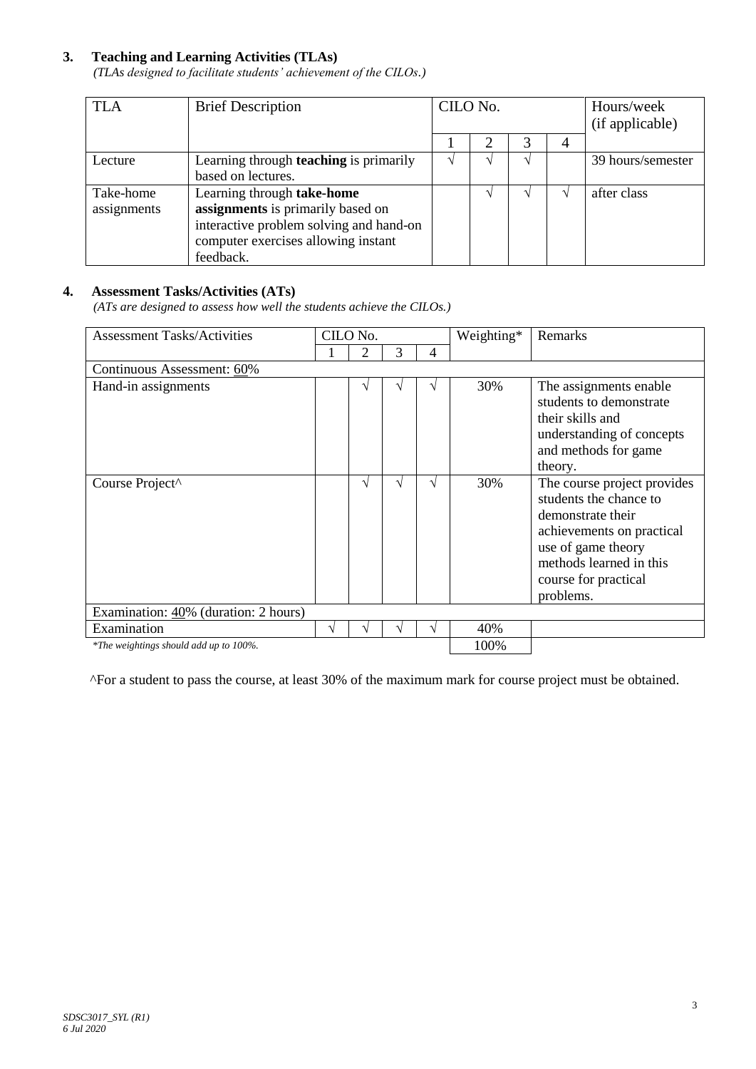### 3. Teaching and Learning Activities (TLAs)

*(TLAs designed to facilitate students' achievement of the CILOs.)*

| TLA | Brief Description | CILO No. | | | | Hours/week (if applicable) |
|---|---|---|---|---|---|---|
| | | 1 | 2 | 3 | 4 | |
| Lecture | Learning through **teaching** is primarily based on lectures. | √ | √ | √ | | 39 hours/semester |
| Take-home assignments | Learning through **take-home assignments** is primarily based on interactive problem solving and hand-on computer exercises allowing instant feedback. | | √ | √ | √ | after class |

### 4. Assessment Tasks/Activities (ATs)

*(ATs are designed to assess how well the students achieve the CILOs.)*

| Assessment Tasks/Activities | CILO No. | | | | Weighting* | Remarks |
|---|---|---|---|---|---|---|
| | 1 | 2 | 3 | 4 | | |
| Continuous Assessment: 60% | | | | | | |
| Hand-in assignments | | √ | √ | √ | 30% | The assignments enable students to demonstrate their skills and understanding of concepts and methods for game theory. |
| Course Project^ | | √ | √ | √ | 30% | The course project provides students the chance to demonstrate their achievements on practical use of game theory methods learned in this course for practical problems. |
| Examination: 40% (duration: 2 hours) | | | | | | |
| Examination | √ | √ | √ | √ | 40% | |
| *\*The weightings should add up to 100%.* | | | | | 100% | |

^For a student to pass the course, at least 30% of the maximum mark for course project must be obtained.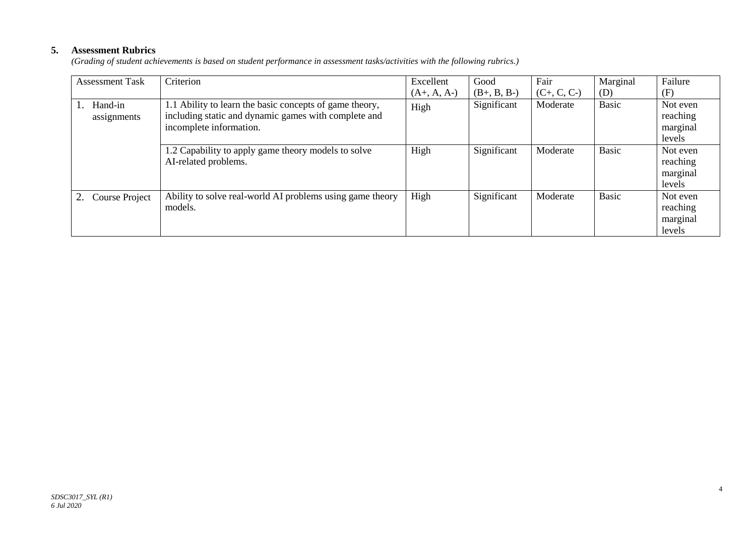## 5. Assessment Rubrics

*(Grading of student achievements is based on student performance in assessment tasks/activities with the following rubrics.)*

| Assessment Task | Criterion | Excellent (A+, A, A-) | Good (B+, B, B-) | Fair (C+, C, C-) | Marginal (D) | Failure (F) |
| --- | --- | --- | --- | --- | --- | --- |
| 1. Hand-in assignments | 1.1 Ability to learn the basic concepts of game theory, including static and dynamic games with complete and incomplete information. | High | Significant | Moderate | Basic | Not even reaching marginal levels |
| | 1.2 Capability to apply game theory models to solve AI-related problems. | High | Significant | Moderate | Basic | Not even reaching marginal levels |
| 2. Course Project | Ability to solve real-world AI problems using game theory models. | High | Significant | Moderate | Basic | Not even reaching marginal levels |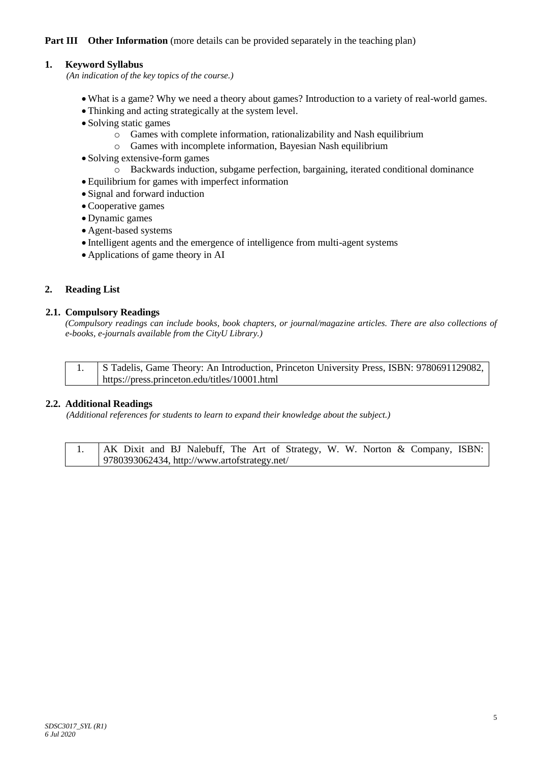**Part III Other Information** (more details can be provided separately in the teaching plan)

## 1. Keyword Syllabus

*(An indication of the key topics of the course.)*

- What is a game? Why we need a theory about games? Introduction to a variety of real-world games.
- Thinking and acting strategically at the system level.
- Solving static games
  - Games with complete information, rationalizability and Nash equilibrium
  - Games with incomplete information, Bayesian Nash equilibrium
- Solving extensive-form games
  - Backwards induction, subgame perfection, bargaining, iterated conditional dominance
- Equilibrium for games with imperfect information
- Signal and forward induction
- Cooperative games
- Dynamic games
- Agent-based systems
- Intelligent agents and the emergence of intelligence from multi-agent systems
- Applications of game theory in AI

## 2. Reading List

### 2.1. Compulsory Readings

*(Compulsory readings can include books, book chapters, or journal/magazine articles. There are also collections of e-books, e-journals available from the CityU Library.)*

| | |
|---|---|
| 1. | S Tadelis, Game Theory: An Introduction, Princeton University Press, ISBN: 9780691129082, https://press.princeton.edu/titles/10001.html |

### 2.2. Additional Readings

*(Additional references for students to learn to expand their knowledge about the subject.)*

| | |
|---|---|
| 1. | AK Dixit and BJ Nalebuff, The Art of Strategy, W. W. Norton & Company, ISBN: 9780393062434, http://www.artofstrategy.net/ |